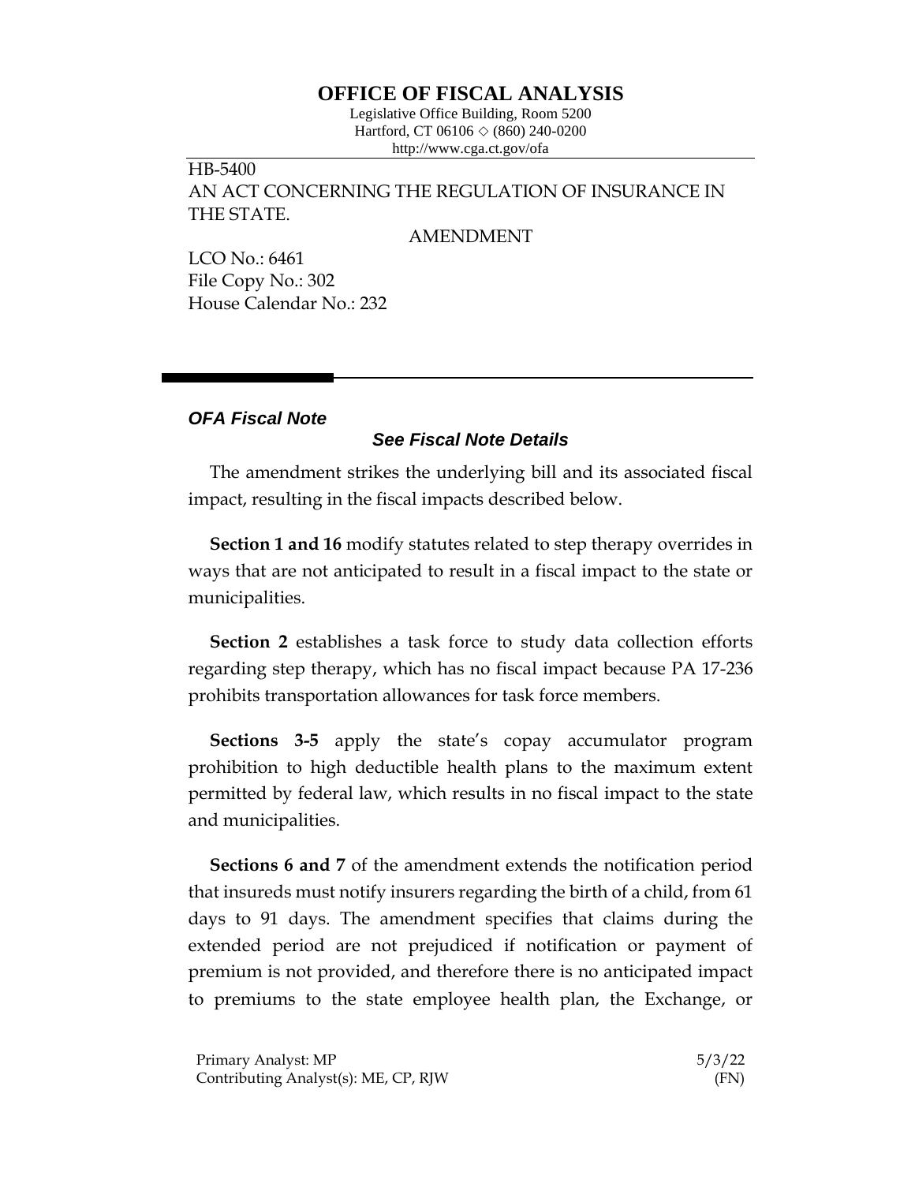# OFFICE OF FISCAL ANALYSIS

Legislative Office Building, Room 5200
Hartford, CT 06106 ◇ (860) 240-0200
http://www.cga.ct.gov/ofa

HB-5400
AN ACT CONCERNING THE REGULATION OF INSURANCE IN THE STATE.

AMENDMENT

LCO No.: 6461
File Copy No.: 302
House Calendar No.: 232

***OFA Fiscal Note***

***See Fiscal Note Details***

The amendment strikes the underlying bill and its associated fiscal impact, resulting in the fiscal impacts described below.

**Section 1 and 16** modify statutes related to step therapy overrides in ways that are not anticipated to result in a fiscal impact to the state or municipalities.

**Section 2** establishes a task force to study data collection efforts regarding step therapy, which has no fiscal impact because PA 17-236 prohibits transportation allowances for task force members.

**Sections 3-5** apply the state's copay accumulator program prohibition to high deductible health plans to the maximum extent permitted by federal law, which results in no fiscal impact to the state and municipalities.

**Sections 6 and 7** of the amendment extends the notification period that insureds must notify insurers regarding the birth of a child, from 61 days to 91 days. The amendment specifies that claims during the extended period are not prejudiced if notification or payment of premium is not provided, and therefore there is no anticipated impact to premiums to the state employee health plan, the Exchange, or

Primary Analyst: MP
Contributing Analyst(s): ME, CP, RJW

5/3/22
(FN)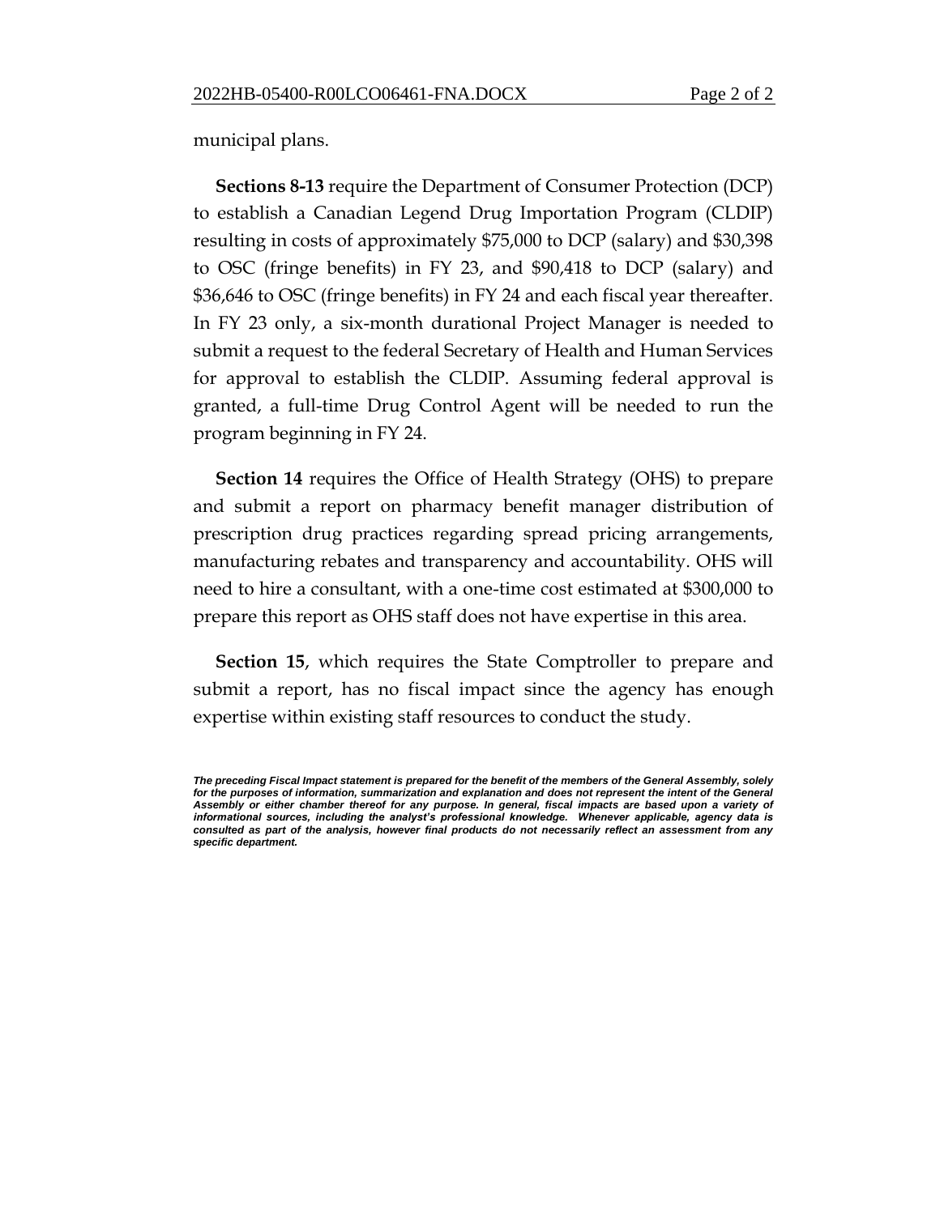municipal plans.

**Sections 8-13** require the Department of Consumer Protection (DCP) to establish a Canadian Legend Drug Importation Program (CLDIP) resulting in costs of approximately $75,000 to DCP (salary) and $30,398 to OSC (fringe benefits) in FY 23, and $90,418 to DCP (salary) and $36,646 to OSC (fringe benefits) in FY 24 and each fiscal year thereafter. In FY 23 only, a six-month durational Project Manager is needed to submit a request to the federal Secretary of Health and Human Services for approval to establish the CLDIP. Assuming federal approval is granted, a full-time Drug Control Agent will be needed to run the program beginning in FY 24.

**Section 14** requires the Office of Health Strategy (OHS) to prepare and submit a report on pharmacy benefit manager distribution of prescription drug practices regarding spread pricing arrangements, manufacturing rebates and transparency and accountability. OHS will need to hire a consultant, with a one-time cost estimated at $300,000 to prepare this report as OHS staff does not have expertise in this area.

**Section 15**, which requires the State Comptroller to prepare and submit a report, has no fiscal impact since the agency has enough expertise within existing staff resources to conduct the study.

***The preceding Fiscal Impact statement is prepared for the benefit of the members of the General Assembly, solely for the purposes of information, summarization and explanation and does not represent the intent of the General Assembly or either chamber thereof for any purpose. In general, fiscal impacts are based upon a variety of informational sources, including the analyst's professional knowledge. Whenever applicable, agency data is consulted as part of the analysis, however final products do not necessarily reflect an assessment from any specific department.***